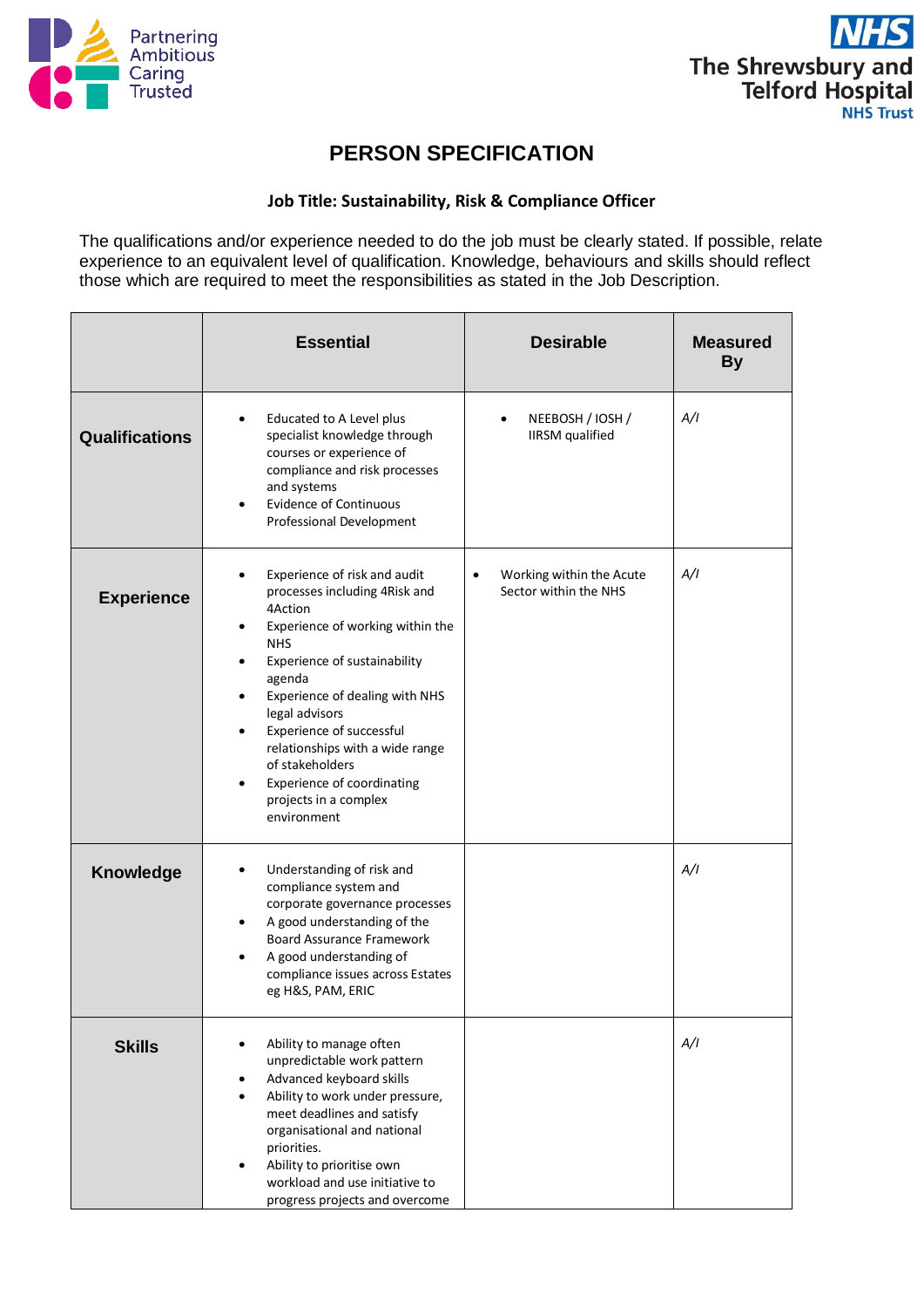# PERSON SPECIFICATION

**Job Title: Sustainability, Risk & Compliance Officer**

The qualifications and/or experience needed to do the job must be clearly stated. If possible, relate experience to an equivalent level of qualification. Knowledge, behaviours and skills should reflect those which are required to meet the responsibilities as stated in the Job Description.

| | Essential | Desirable | Measured By |
|---|---|---|---|
| **Qualifications** | • Educated to A Level plus specialist knowledge through courses or experience of compliance and risk processes and systems<br>• Evidence of Continuous Professional Development | • NEEBOSH / IOSH / IIRSM qualified | A/I |
| **Experience** | • Experience of risk and audit processes including 4Risk and 4Action<br>• Experience of working within the NHS<br>• Experience of sustainability agenda<br>• Experience of dealing with NHS legal advisors<br>• Experience of successful relationships with a wide range of stakeholders<br>• Experience of coordinating projects in a complex environment | • Working within the Acute Sector within the NHS | A/I |
| **Knowledge** | • Understanding of risk and compliance system and corporate governance processes<br>• A good understanding of the Board Assurance Framework<br>• A good understanding of compliance issues across Estates eg H&S, PAM, ERIC | | A/I |
| **Skills** | • Ability to manage often unpredictable work pattern<br>• Advanced keyboard skills<br>• Ability to work under pressure, meet deadlines and satisfy organisational and national priorities.<br>• Ability to prioritise own workload and use initiative to progress projects and overcome | | A/I |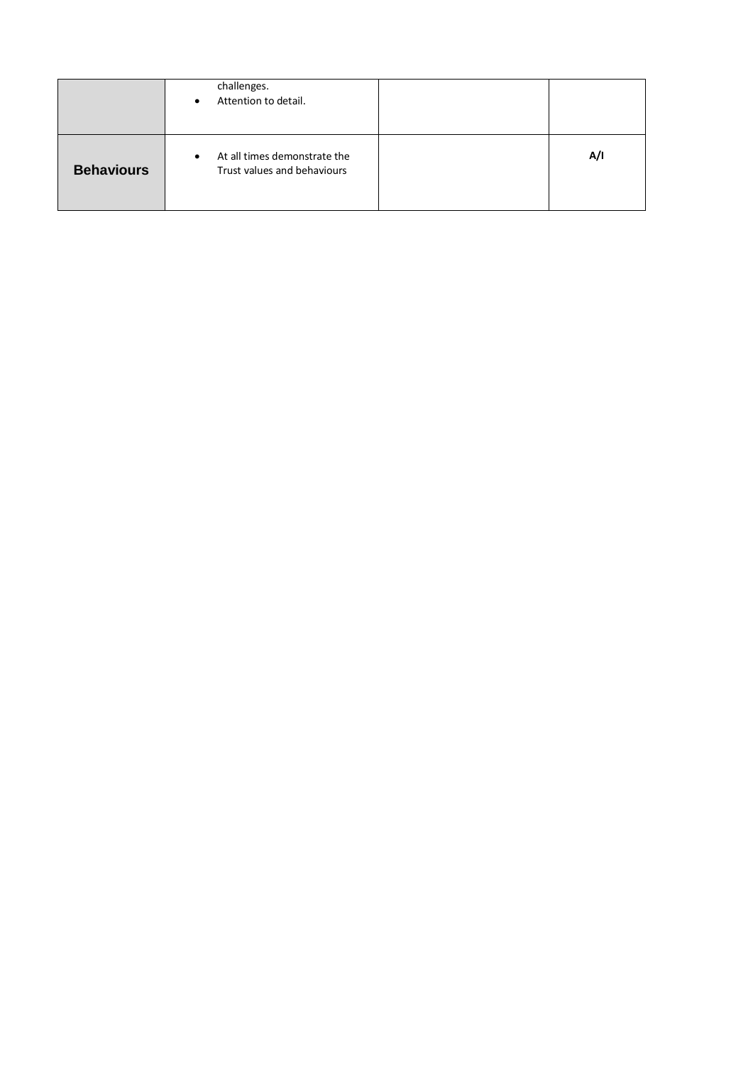| | | | |
|---|---|---|---|
| | challenges.<br>• Attention to detail. | | |
| **Behaviours** | • At all times demonstrate the Trust values and behaviours | | **A/I** |